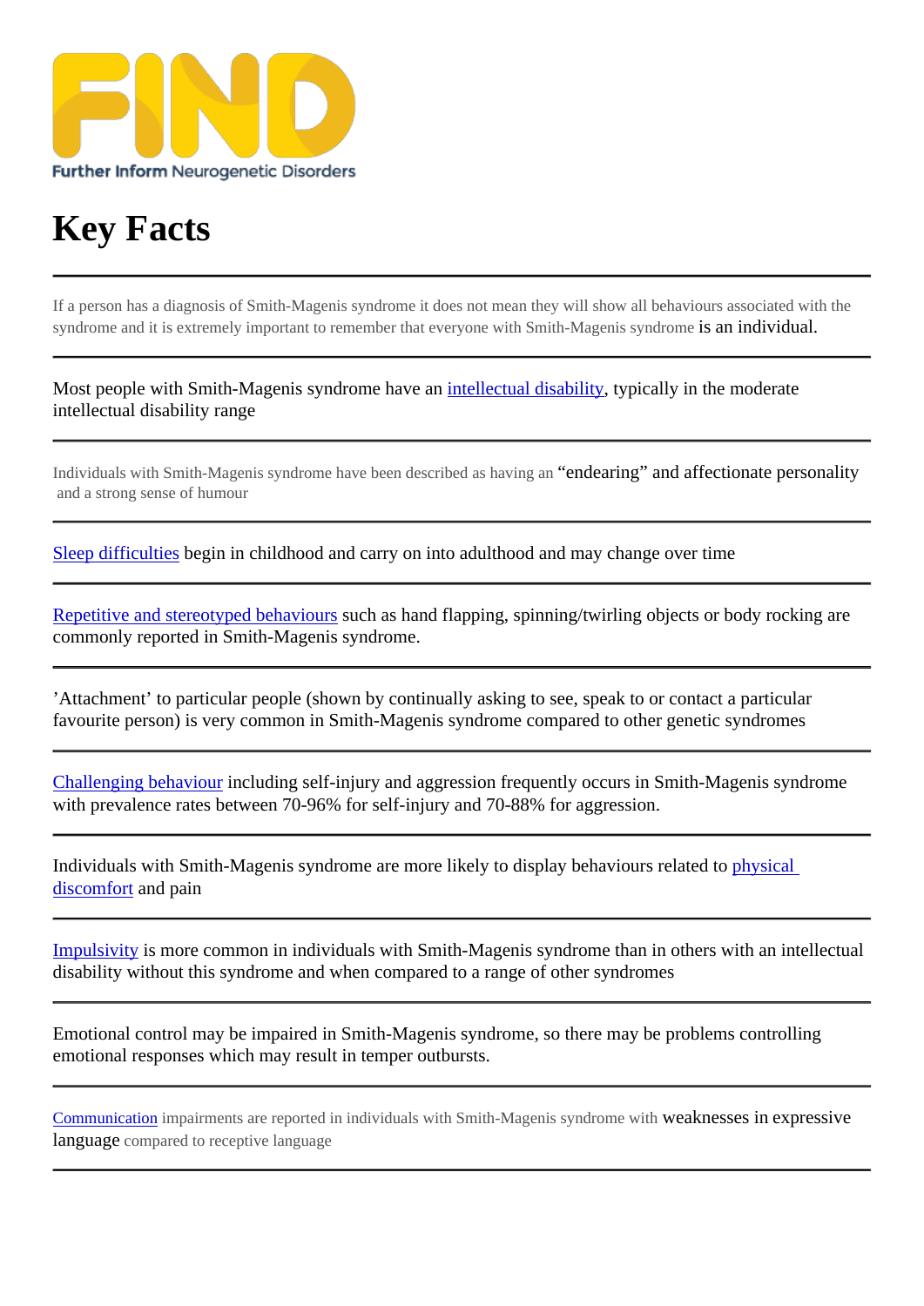FIND

Further Inform Neurogenetic Disorders

# Key Facts

---

If a person has a diagnosis of Smith-Magenis syndrome it does not mean they will show all behaviours associated with the syndrome and it is extremely important to remember that everyone with Smith-Magenis syndrome is an individual.

---

Most people with Smith-Magenis syndrome have an intellectual disability, typically in the moderate intellectual disability range

---

Individuals with Smith-Magenis syndrome have been described as having an "endearing" and affectionate personality and a strong sense of humour

---

Sleep difficulties begin in childhood and carry on into adulthood and may change over time

---

Repetitive and stereotyped behaviours such as hand flapping, spinning/twirling objects or body rocking are commonly reported in Smith-Magenis syndrome.

---

'Attachment' to particular people (shown by continually asking to see, speak to or contact a particular favourite person) is very common in Smith-Magenis syndrome compared to other genetic syndromes

---

Challenging behaviour including self-injury and aggression frequently occurs in Smith-Magenis syndrome with prevalence rates between 70-96% for self-injury and 70-88% for aggression.

---

Individuals with Smith-Magenis syndrome are more likely to display behaviours related to physical discomfort and pain

---

Impulsivity is more common in individuals with Smith-Magenis syndrome than in others with an intellectual disability without this syndrome and when compared to a range of other syndromes

---

Emotional control may be impaired in Smith-Magenis syndrome, so there may be problems controlling emotional responses which may result in temper outbursts.

---

Communication impairments are reported in individuals with Smith-Magenis syndrome with weaknesses in expressive language compared to receptive language

---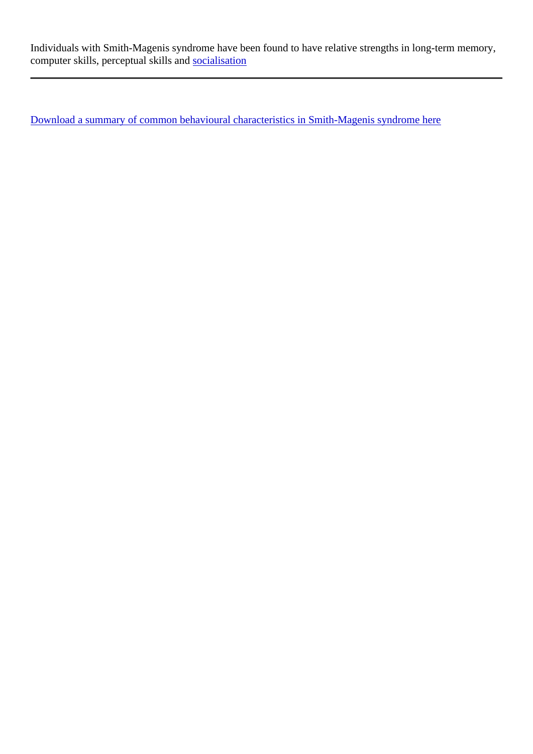Individuals with Smith-Magenis syndrome have been found to have relative strengths in long-term memory, computer skills, perceptual skills and socialisation

---

Download a summary of common behavioural characteristics in Smith-Magenis syndrome here